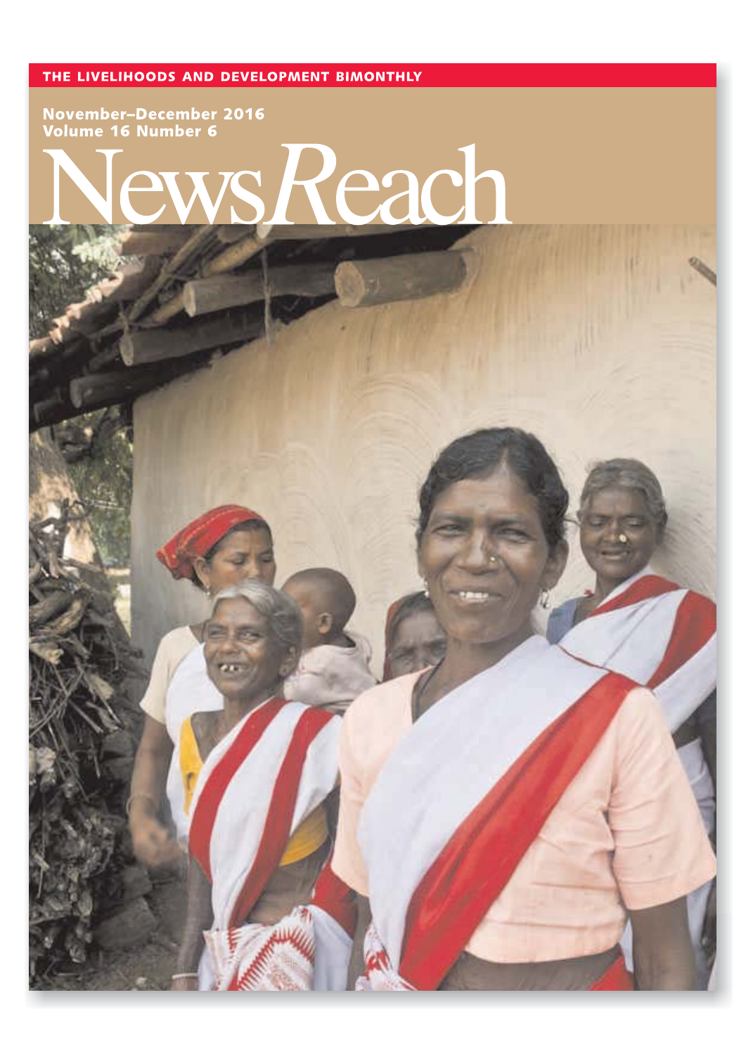THE LIVELIHOODS AND DEVELOPMENT BIMONTHLY

November–December 2016
Volume 16 Number 6

# NewsReach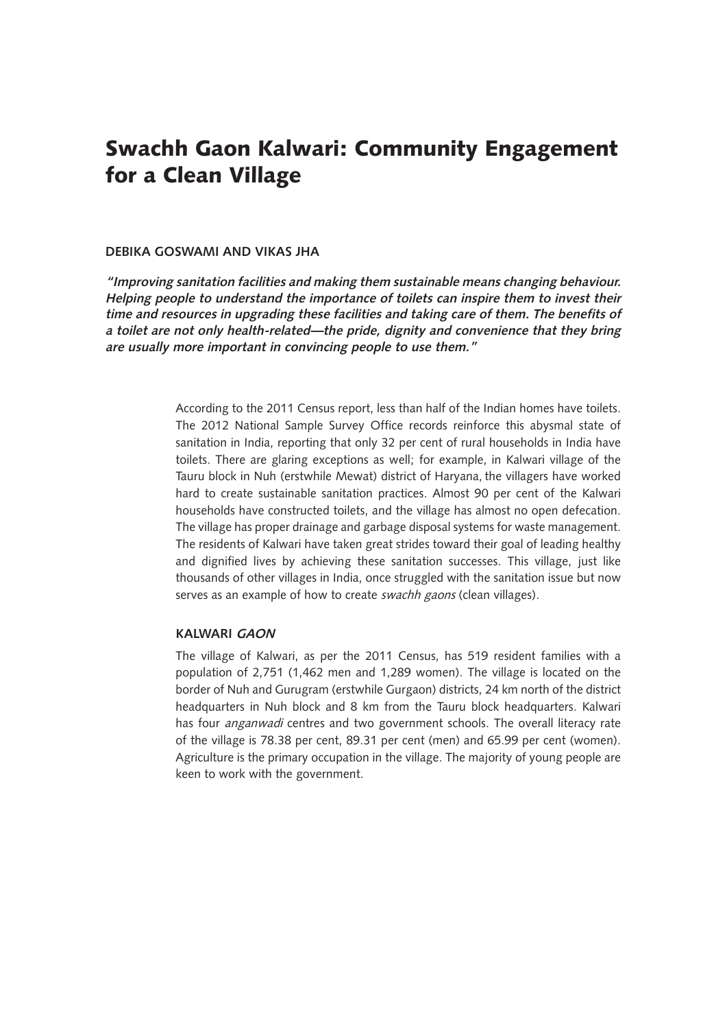# Swachh Gaon Kalwari: Community Engagement for a Clean Village

**DEBIKA GOSWAMI AND VIKAS JHA**

***"Improving sanitation facilities and making them sustainable means changing behaviour. Helping people to understand the importance of toilets can inspire them to invest their time and resources in upgrading these facilities and taking care of them. The benefits of a toilet are not only health-related—the pride, dignity and convenience that they bring are usually more important in convincing people to use them."***

According to the 2011 Census report, less than half of the Indian homes have toilets. The 2012 National Sample Survey Office records reinforce this abysmal state of sanitation in India, reporting that only 32 per cent of rural households in India have toilets. There are glaring exceptions as well; for example, in Kalwari village of the Tauru block in Nuh (erstwhile Mewat) district of Haryana, the villagers have worked hard to create sustainable sanitation practices. Almost 90 per cent of the Kalwari households have constructed toilets, and the village has almost no open defecation. The village has proper drainage and garbage disposal systems for waste management. The residents of Kalwari have taken great strides toward their goal of leading healthy and dignified lives by achieving these sanitation successes. This village, just like thousands of other villages in India, once struggled with the sanitation issue but now serves as an example of how to create *swachh gaons* (clean villages).

## KALWARI *GAON*

The village of Kalwari, as per the 2011 Census, has 519 resident families with a population of 2,751 (1,462 men and 1,289 women). The village is located on the border of Nuh and Gurugram (erstwhile Gurgaon) districts, 24 km north of the district headquarters in Nuh block and 8 km from the Tauru block headquarters. Kalwari has four *anganwadi* centres and two government schools. The overall literacy rate of the village is 78.38 per cent, 89.31 per cent (men) and 65.99 per cent (women). Agriculture is the primary occupation in the village. The majority of young people are keen to work with the government.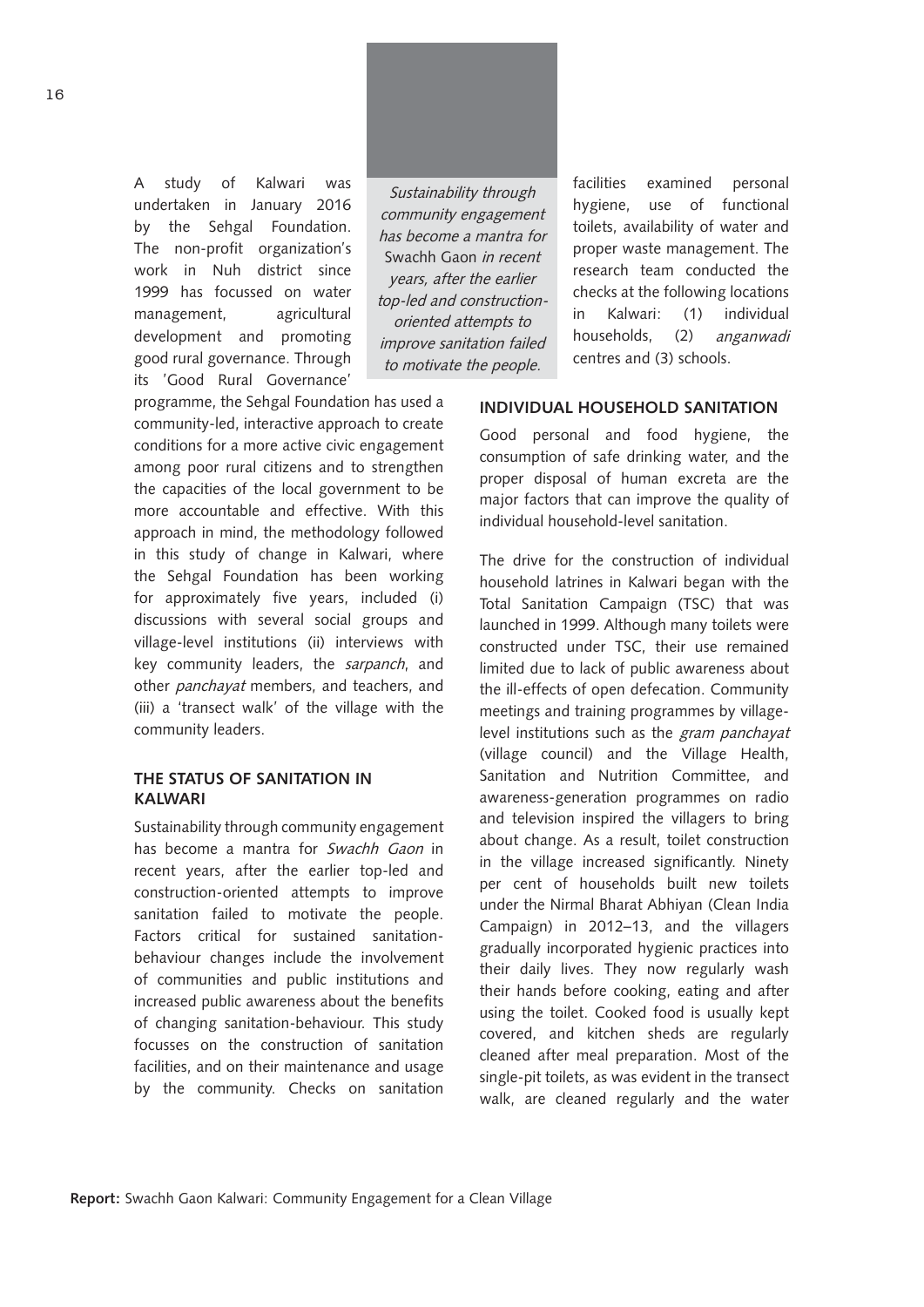A study of Kalwari was undertaken in January 2016 by the Sehgal Foundation. The non-profit organization's work in Nuh district since 1999 has focussed on water management, agricultural development and promoting good rural governance. Through its 'Good Rural Governance' programme, the Sehgal Foundation has used a community-led, interactive approach to create conditions for a more active civic engagement among poor rural citizens and to strengthen the capacities of the local government to be more accountable and effective. With this approach in mind, the methodology followed in this study of change in Kalwari, where the Sehgal Foundation has been working for approximately five years, included (i) discussions with several social groups and village-level institutions (ii) interviews with key community leaders, the *sarpanch*, and other *panchayat* members, and teachers, and (iii) a 'transect walk' of the village with the community leaders.

*Sustainability through community engagement has become a mantra for* Swachh Gaon *in recent years, after the earlier top-led and construction-oriented attempts to improve sanitation failed to motivate the people.*

## THE STATUS OF SANITATION IN KALWARI

Sustainability through community engagement has become a mantra for *Swachh Gaon* in recent years, after the earlier top-led and construction-oriented attempts to improve sanitation failed to motivate the people. Factors critical for sustained sanitation-behaviour changes include the involvement of communities and public institutions and increased public awareness about the benefits of changing sanitation-behaviour. This study focusses on the construction of sanitation facilities, and on their maintenance and usage by the community. Checks on sanitation facilities examined personal hygiene, use of functional toilets, availability of water and proper waste management. The research team conducted the checks at the following locations in Kalwari: (1) individual households, (2) *anganwadi* centres and (3) schools.

## INDIVIDUAL HOUSEHOLD SANITATION

Good personal and food hygiene, the consumption of safe drinking water, and the proper disposal of human excreta are the major factors that can improve the quality of individual household-level sanitation.

The drive for the construction of individual household latrines in Kalwari began with the Total Sanitation Campaign (TSC) that was launched in 1999. Although many toilets were constructed under TSC, their use remained limited due to lack of public awareness about the ill-effects of open defecation. Community meetings and training programmes by village-level institutions such as the *gram panchayat* (village council) and the Village Health, Sanitation and Nutrition Committee, and awareness-generation programmes on radio and television inspired the villagers to bring about change. As a result, toilet construction in the village increased significantly. Ninety per cent of households built new toilets under the Nirmal Bharat Abhiyan (Clean India Campaign) in 2012–13, and the villagers gradually incorporated hygienic practices into their daily lives. They now regularly wash their hands before cooking, eating and after using the toilet. Cooked food is usually kept covered, and kitchen sheds are regularly cleaned after meal preparation. Most of the single-pit toilets, as was evident in the transect walk, are cleaned regularly and the water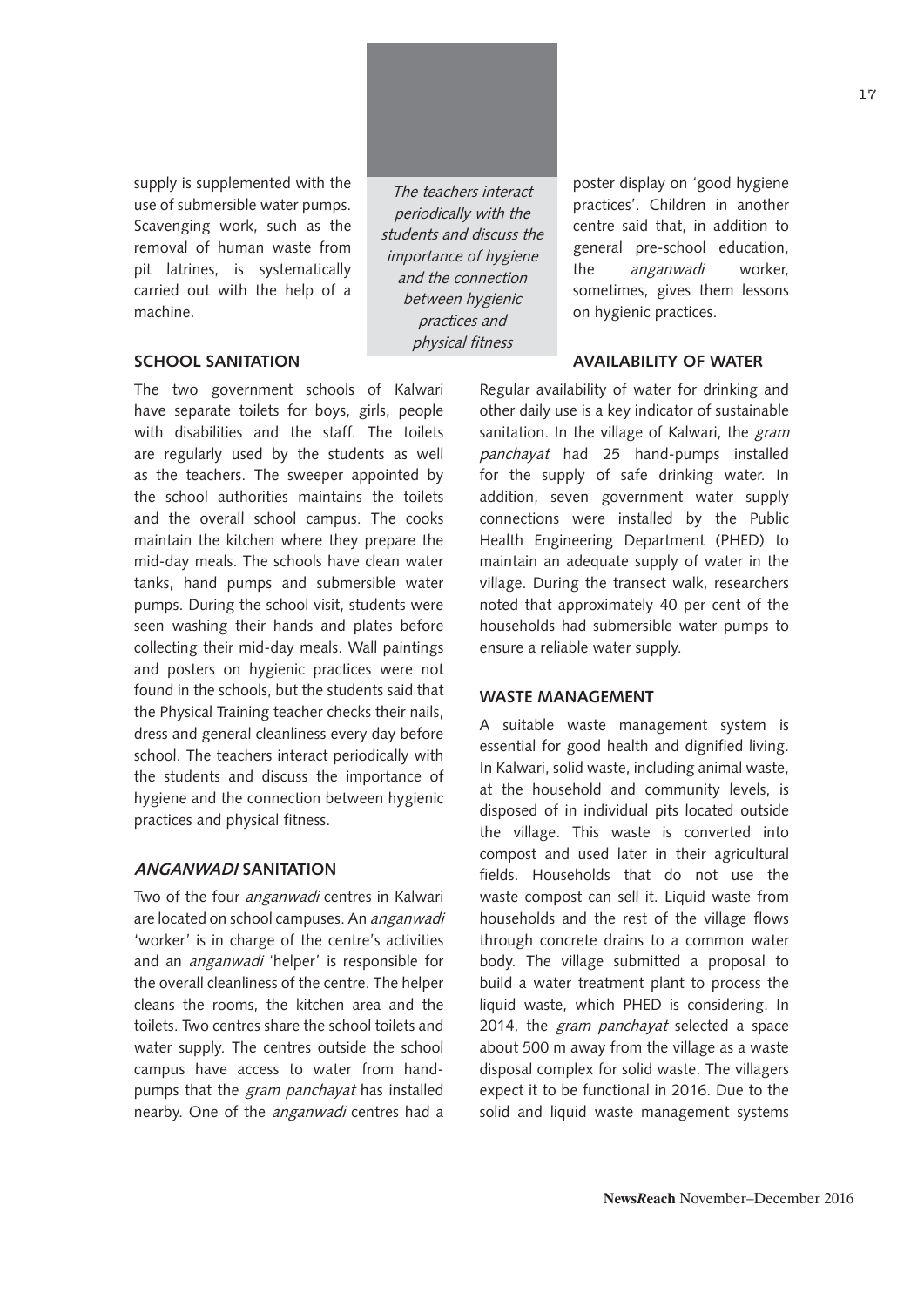supply is supplemented with the use of submersible water pumps. Scavenging work, such as the removal of human waste from pit latrines, is systematically carried out with the help of a machine.

## SCHOOL SANITATION

The two government schools of Kalwari have separate toilets for boys, girls, people with disabilities and the staff. The toilets are regularly used by the students as well as the teachers. The sweeper appointed by the school authorities maintains the toilets and the overall school campus. The cooks maintain the kitchen where they prepare the mid-day meals. The schools have clean water tanks, hand pumps and submersible water pumps. During the school visit, students were seen washing their hands and plates before collecting their mid-day meals. Wall paintings and posters on hygienic practices were not found in the schools, but the students said that the Physical Training teacher checks their nails, dress and general cleanliness every day before school. The teachers interact periodically with the students and discuss the importance of hygiene and the connection between hygienic practices and physical fitness.

*The teachers interact periodically with the students and discuss the importance of hygiene and the connection between hygienic practices and physical fitness*

## *ANGANWADI* SANITATION

Two of the four *anganwadi* centres in Kalwari are located on school campuses. An *anganwadi* 'worker' is in charge of the centre's activities and an *anganwadi* 'helper' is responsible for the overall cleanliness of the centre. The helper cleans the rooms, the kitchen area and the toilets. Two centres share the school toilets and water supply. The centres outside the school campus have access to water from hand-pumps that the *gram panchayat* has installed nearby. One of the *anganwadi* centres had a poster display on 'good hygiene practices'. Children in another centre said that, in addition to general pre-school education, the *anganwadi* worker, sometimes, gives them lessons on hygienic practices.

## AVAILABILITY OF WATER

Regular availability of water for drinking and other daily use is a key indicator of sustainable sanitation. In the village of Kalwari, the *gram panchayat* had 25 hand-pumps installed for the supply of safe drinking water. In addition, seven government water supply connections were installed by the Public Health Engineering Department (PHED) to maintain an adequate supply of water in the village. During the transect walk, researchers noted that approximately 40 per cent of the households had submersible water pumps to ensure a reliable water supply.

## WASTE MANAGEMENT

A suitable waste management system is essential for good health and dignified living. In Kalwari, solid waste, including animal waste, at the household and community levels, is disposed of in individual pits located outside the village. This waste is converted into compost and used later in their agricultural fields. Households that do not use the waste compost can sell it. Liquid waste from households and the rest of the village flows through concrete drains to a common water body. The village submitted a proposal to build a water treatment plant to process the liquid waste, which PHED is considering. In 2014, the *gram panchayat* selected a space about 500 m away from the village as a waste disposal complex for solid waste. The villagers expect it to be functional in 2016. Due to the solid and liquid waste management systems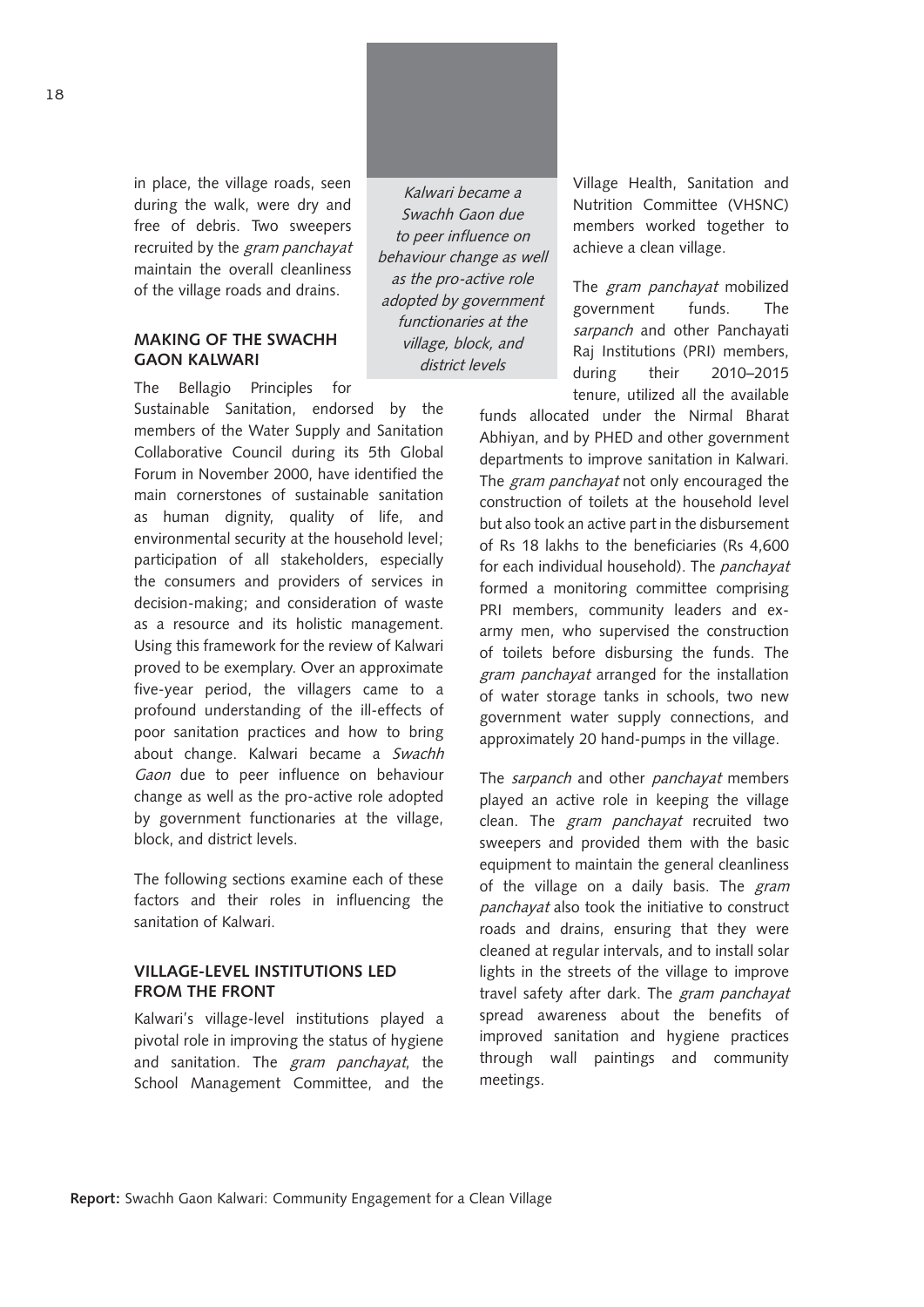in place, the village roads, seen during the walk, were dry and free of debris. Two sweepers recruited by the *gram panchayat* maintain the overall cleanliness of the village roads and drains.

## MAKING OF THE SWACHH GAON KALWARI

The Bellagio Principles for Sustainable Sanitation, endorsed by the members of the Water Supply and Sanitation Collaborative Council during its 5th Global Forum in November 2000, have identified the main cornerstones of sustainable sanitation as human dignity, quality of life, and environmental security at the household level; participation of all stakeholders, especially the consumers and providers of services in decision-making; and consideration of waste as a resource and its holistic management. Using this framework for the review of Kalwari proved to be exemplary. Over an approximate five-year period, the villagers came to a profound understanding of the ill-effects of poor sanitation practices and how to bring about change. Kalwari became a *Swachh Gaon* due to peer influence on behaviour change as well as the pro-active role adopted by government functionaries at the village, block, and district levels.

*Kalwari became a Swachh Gaon due to peer influence on behaviour change as well as the pro-active role adopted by government functionaries at the village, block, and district levels*

The following sections examine each of these factors and their roles in influencing the sanitation of Kalwari.

## VILLAGE-LEVEL INSTITUTIONS LED FROM THE FRONT

Kalwari's village-level institutions played a pivotal role in improving the status of hygiene and sanitation. The *gram panchayat*, the School Management Committee, and the Village Health, Sanitation and Nutrition Committee (VHSNC) members worked together to achieve a clean village.

The *gram panchayat* mobilized government funds. The *sarpanch* and other Panchayati Raj Institutions (PRI) members, during their 2010–2015 tenure, utilized all the available funds allocated under the Nirmal Bharat Abhiyan, and by PHED and other government departments to improve sanitation in Kalwari. The *gram panchayat* not only encouraged the construction of toilets at the household level but also took an active part in the disbursement of Rs 18 lakhs to the beneficiaries (Rs 4,600 for each individual household). The *panchayat* formed a monitoring committee comprising PRI members, community leaders and ex-army men, who supervised the construction of toilets before disbursing the funds. The *gram panchayat* arranged for the installation of water storage tanks in schools, two new government water supply connections, and approximately 20 hand-pumps in the village.

The *sarpanch* and other *panchayat* members played an active role in keeping the village clean. The *gram panchayat* recruited two sweepers and provided them with the basic equipment to maintain the general cleanliness of the village on a daily basis. The *gram panchayat* also took the initiative to construct roads and drains, ensuring that they were cleaned at regular intervals, and to install solar lights in the streets of the village to improve travel safety after dark. The *gram panchayat* spread awareness about the benefits of improved sanitation and hygiene practices through wall paintings and community meetings.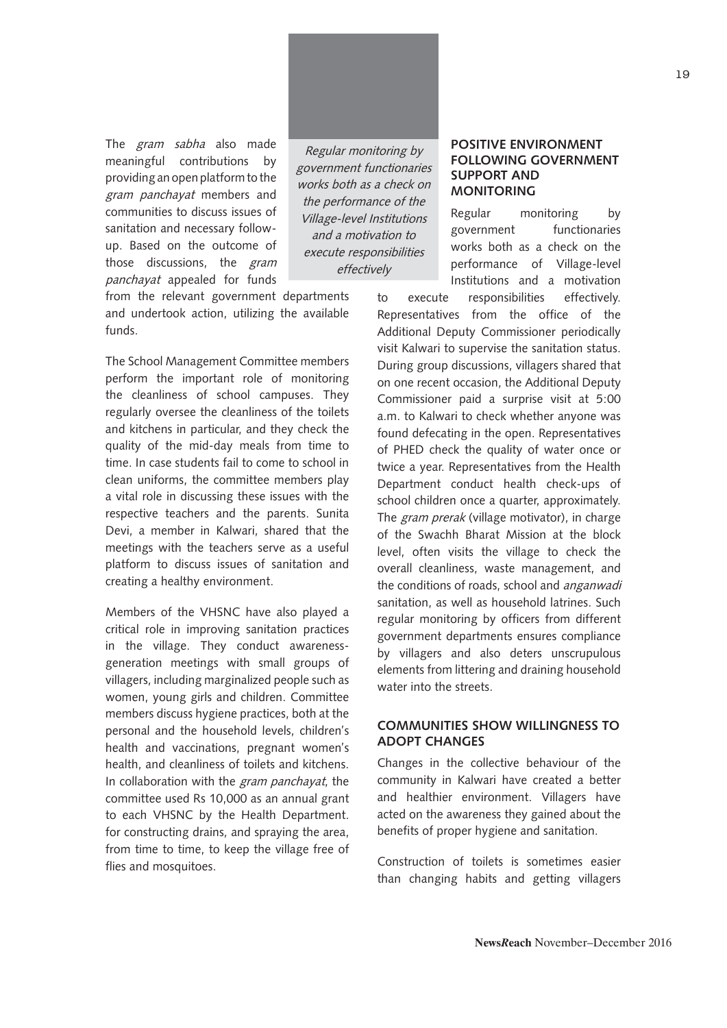The *gram sabha* also made meaningful contributions by providing an open platform to the *gram panchayat* members and communities to discuss issues of sanitation and necessary follow-up. Based on the outcome of those discussions, the *gram panchayat* appealed for funds from the relevant government departments and undertook action, utilizing the available funds.

The School Management Committee members perform the important role of monitoring the cleanliness of school campuses. They regularly oversee the cleanliness of the toilets and kitchens in particular, and they check the quality of the mid-day meals from time to time. In case students fail to come to school in clean uniforms, the committee members play a vital role in discussing these issues with the respective teachers and the parents. Sunita Devi, a member in Kalwari, shared that the meetings with the teachers serve as a useful platform to discuss issues of sanitation and creating a healthy environment.

Members of the VHSNC have also played a critical role in improving sanitation practices in the village. They conduct awareness-generation meetings with small groups of villagers, including marginalized people such as women, young girls and children. Committee members discuss hygiene practices, both at the personal and the household levels, children's health and vaccinations, pregnant women's health, and cleanliness of toilets and kitchens. In collaboration with the *gram panchayat*, the committee used Rs 10,000 as an annual grant to each VHSNC by the Health Department. for constructing drains, and spraying the area, from time to time, to keep the village free of flies and mosquitoes.

*Regular monitoring by government functionaries works both as a check on the performance of the Village-level Institutions and a motivation to execute responsibilities effectively*

## POSITIVE ENVIRONMENT FOLLOWING GOVERNMENT SUPPORT AND MONITORING

Regular monitoring by government functionaries works both as a check on the performance of Village-level Institutions and a motivation to execute responsibilities effectively. Representatives from the office of the Additional Deputy Commissioner periodically visit Kalwari to supervise the sanitation status. During group discussions, villagers shared that on one recent occasion, the Additional Deputy Commissioner paid a surprise visit at 5:00 a.m. to Kalwari to check whether anyone was found defecating in the open. Representatives of PHED check the quality of water once or twice a year. Representatives from the Health Department conduct health check-ups of school children once a quarter, approximately. The *gram prerak* (village motivator), in charge of the Swachh Bharat Mission at the block level, often visits the village to check the overall cleanliness, waste management, and the conditions of roads, school and *anganwadi* sanitation, as well as household latrines. Such regular monitoring by officers from different government departments ensures compliance by villagers and also deters unscrupulous elements from littering and draining household water into the streets.

## COMMUNITIES SHOW WILLINGNESS TO ADOPT CHANGES

Changes in the collective behaviour of the community in Kalwari have created a better and healthier environment. Villagers have acted on the awareness they gained about the benefits of proper hygiene and sanitation.

Construction of toilets is sometimes easier than changing habits and getting villagers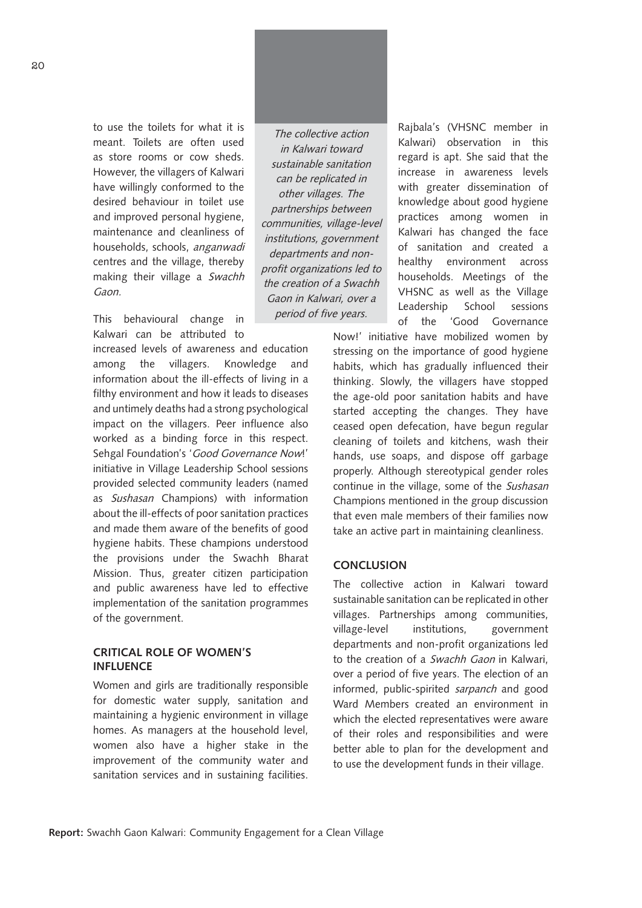to use the toilets for what it is meant. Toilets are often used as store rooms or cow sheds. However, the villagers of Kalwari have willingly conformed to the desired behaviour in toilet use and improved personal hygiene, maintenance and cleanliness of households, schools, *anganwadi* centres and the village, thereby making their village a *Swachh Gaon.*

This behavioural change in Kalwari can be attributed to increased levels of awareness and education among the villagers. Knowledge and information about the ill-effects of living in a filthy environment and how it leads to diseases and untimely deaths had a strong psychological impact on the villagers. Peer influence also worked as a binding force in this respect. Sehgal Foundation's '*Good Governance Now*!' initiative in Village Leadership School sessions provided selected community leaders (named as *Sushasan* Champions) with information about the ill-effects of poor sanitation practices and made them aware of the benefits of good hygiene habits. These champions understood the provisions under the Swachh Bharat Mission. Thus, greater citizen participation and public awareness have led to effective implementation of the sanitation programmes of the government.

*The collective action in Kalwari toward sustainable sanitation can be replicated in other villages. The partnerships between communities, village-level institutions, government departments and non-profit organizations led to the creation of a Swachh Gaon in Kalwari, over a period of five years.*

## CRITICAL ROLE OF WOMEN'S INFLUENCE

Women and girls are traditionally responsible for domestic water supply, sanitation and maintaining a hygienic environment in village homes. As managers at the household level, women also have a higher stake in the improvement of the community water and sanitation services and in sustaining facilities. Rajbala's (VHSNC member in Kalwari) observation in this regard is apt. She said that the increase in awareness levels with greater dissemination of knowledge about good hygiene practices among women in Kalwari has changed the face of sanitation and created a healthy environment across households. Meetings of the VHSNC as well as the Village Leadership School sessions of the 'Good Governance Now!' initiative have mobilized women by stressing on the importance of good hygiene habits, which has gradually influenced their thinking. Slowly, the villagers have stopped the age-old poor sanitation habits and have started accepting the changes. They have ceased open defecation, have begun regular cleaning of toilets and kitchens, wash their hands, use soaps, and dispose off garbage properly. Although stereotypical gender roles continue in the village, some of the *Sushasan* Champions mentioned in the group discussion that even male members of their families now take an active part in maintaining cleanliness.

## CONCLUSION

The collective action in Kalwari toward sustainable sanitation can be replicated in other villages. Partnerships among communities, village-level institutions, government departments and non-profit organizations led to the creation of a *Swachh Gaon* in Kalwari, over a period of five years. The election of an informed, public-spirited *sarpanch* and good Ward Members created an environment in which the elected representatives were aware of their roles and responsibilities and were better able to plan for the development and to use the development funds in their village.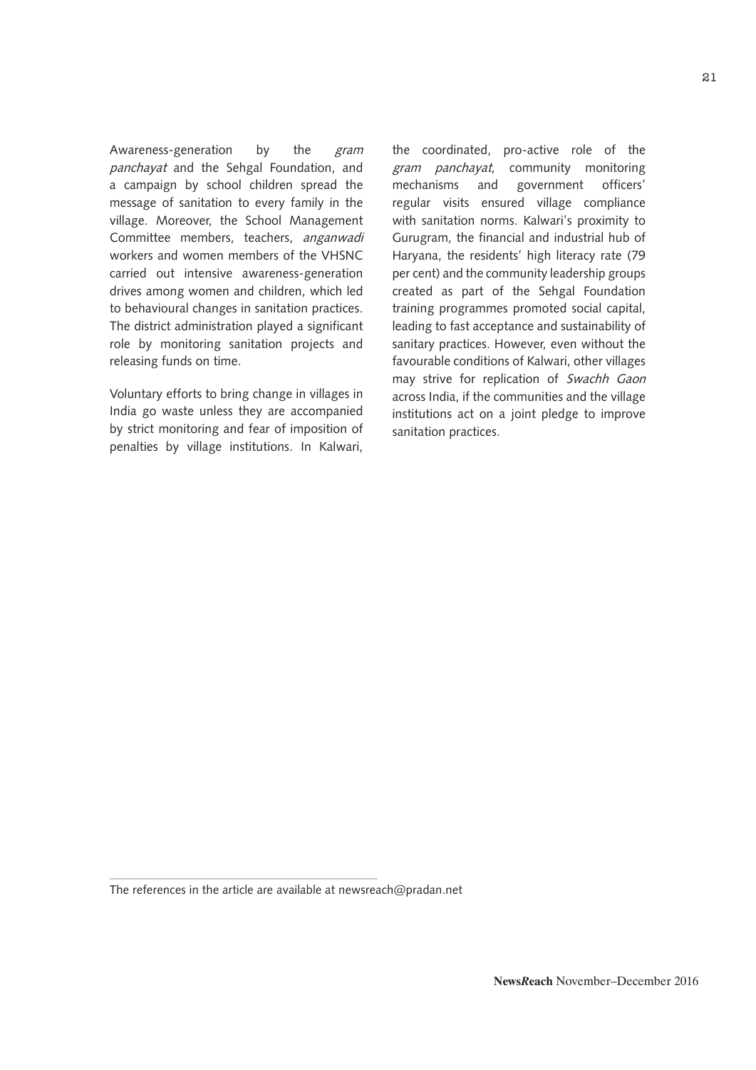Awareness-generation by the *gram panchayat* and the Sehgal Foundation, and a campaign by school children spread the message of sanitation to every family in the village. Moreover, the School Management Committee members, teachers, *anganwadi* workers and women members of the VHSNC carried out intensive awareness-generation drives among women and children, which led to behavioural changes in sanitation practices. The district administration played a significant role by monitoring sanitation projects and releasing funds on time.

Voluntary efforts to bring change in villages in India go waste unless they are accompanied by strict monitoring and fear of imposition of penalties by village institutions. In Kalwari, the coordinated, pro-active role of the *gram panchayat*, community monitoring mechanisms and government officers' regular visits ensured village compliance with sanitation norms. Kalwari's proximity to Gurugram, the financial and industrial hub of Haryana, the residents' high literacy rate (79 per cent) and the community leadership groups created as part of the Sehgal Foundation training programmes promoted social capital, leading to fast acceptance and sustainability of sanitary practices. However, even without the favourable conditions of Kalwari, other villages may strive for replication of *Swachh Gaon* across India, if the communities and the village institutions act on a joint pledge to improve sanitation practices.

---

The references in the article are available at newsreach@pradan.net